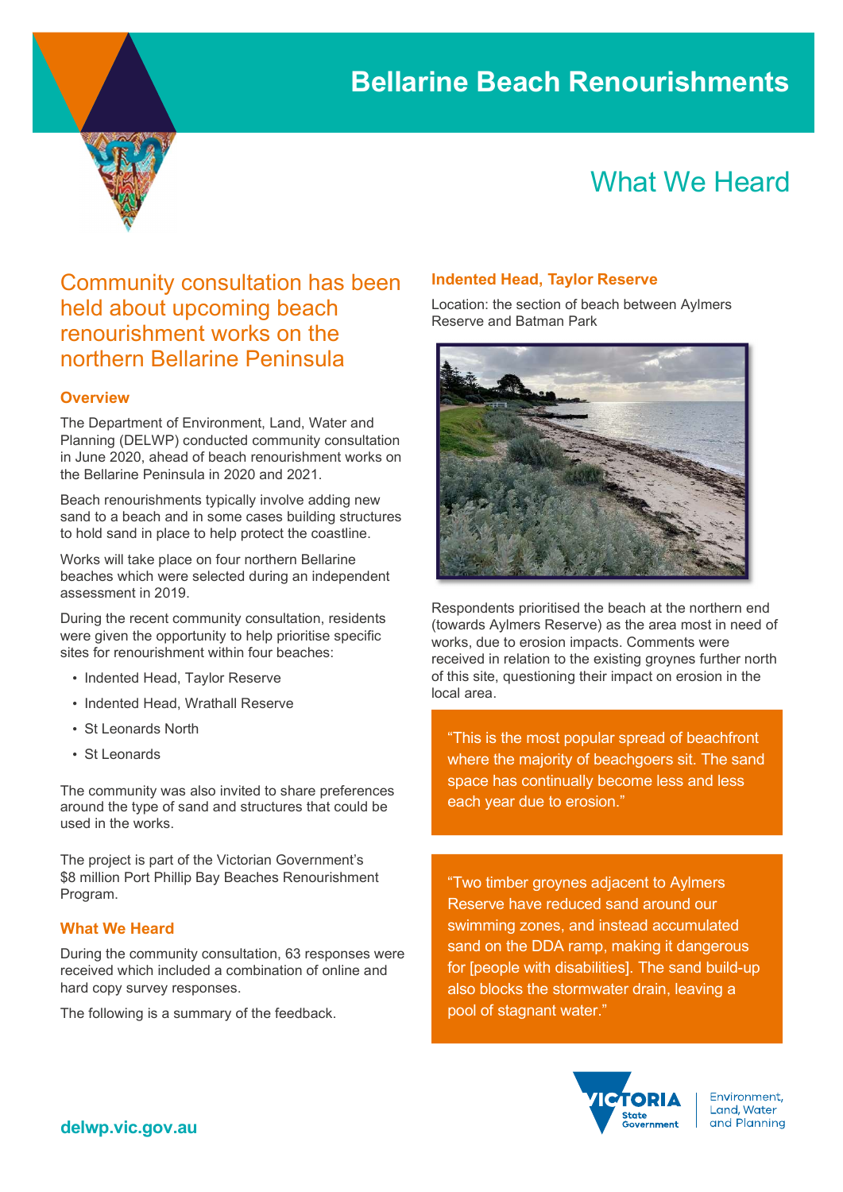# Bellarine Beach Renourishments

## What We Heard

Community consultation has been held about upcoming beach renourishment works on the northern Bellarine Peninsula

### Overview

The Department of Environment, Land, Water and Planning (DELWP) conducted community consultation in June 2020, ahead of beach renourishment works on the Bellarine Peninsula in 2020 and 2021.

Beach renourishments typically involve adding new sand to a beach and in some cases building structures to hold sand in place to help protect the coastline.

Works will take place on four northern Bellarine beaches which were selected during an independent assessment in 2019.

During the recent community consultation, residents were given the opportunity to help prioritise specific sites for renourishment within four beaches:

- Indented Head, Taylor Reserve
- Indented Head, Wrathall Reserve
- St Leonards North
- St Leonards

The community was also invited to share preferences around the type of sand and structures that could be used in the works.

The project is part of the Victorian Government's $8 million Port Phillip Bay Beaches Renourishment Program.

### What We Heard

During the community consultation, 63 responses were received which included a combination of online and hard copy survey responses.

The following is a summary of the feedback.

### Indented Head, Taylor Reserve

Location: the section of beach between Aylmers Reserve and Batman Park

Respondents prioritised the beach at the northern end (towards Aylmers Reserve) as the area most in need of works, due to erosion impacts. Comments were received in relation to the existing groynes further north of this site, questioning their impact on erosion in the local area.

> "This is the most popular spread of beachfront where the majority of beachgoers sit. The sand space has continually become less and less each year due to erosion."

> "Two timber groynes adjacent to Aylmers Reserve have reduced sand around our swimming zones, and instead accumulated sand on the DDA ramp, making it dangerous for [people with disabilities]. The sand build-up also blocks the stormwater drain, leaving a pool of stagnant water."

delwp.vic.gov.au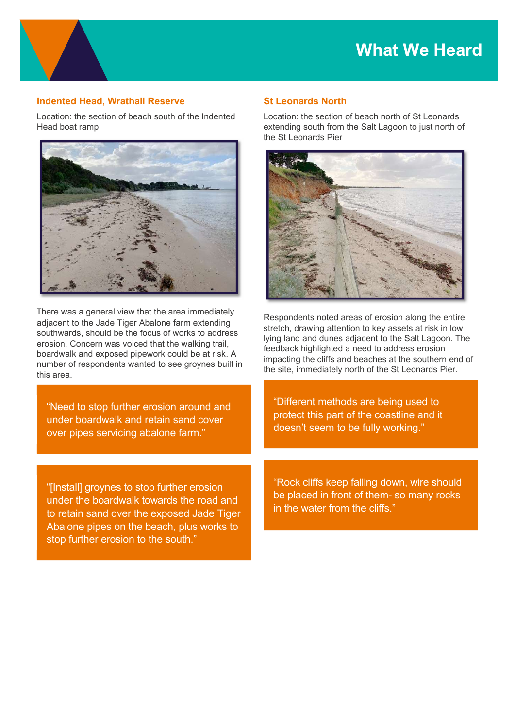# What We Heard

## Indented Head, Wrathall Reserve

Location: the section of beach south of the Indented Head boat ramp

There was a general view that the area immediately adjacent to the Jade Tiger Abalone farm extending southwards, should be the focus of works to address erosion. Concern was voiced that the walking trail, boardwalk and exposed pipework could be at risk. A number of respondents wanted to see groynes built in this area.

> "Need to stop further erosion around and under boardwalk and retain sand cover over pipes servicing abalone farm."

> "[Install] groynes to stop further erosion under the boardwalk towards the road and to retain sand over the exposed Jade Tiger Abalone pipes on the beach, plus works to stop further erosion to the south."

## St Leonards North

Location: the section of beach north of St Leonards extending south from the Salt Lagoon to just north of the St Leonards Pier

Respondents noted areas of erosion along the entire stretch, drawing attention to key assets at risk in low lying land and dunes adjacent to the Salt Lagoon. The feedback highlighted a need to address erosion impacting the cliffs and beaches at the southern end of the site, immediately north of the St Leonards Pier.

> "Different methods are being used to protect this part of the coastline and it doesn't seem to be fully working."

> "Rock cliffs keep falling down, wire should be placed in front of them- so many rocks in the water from the cliffs."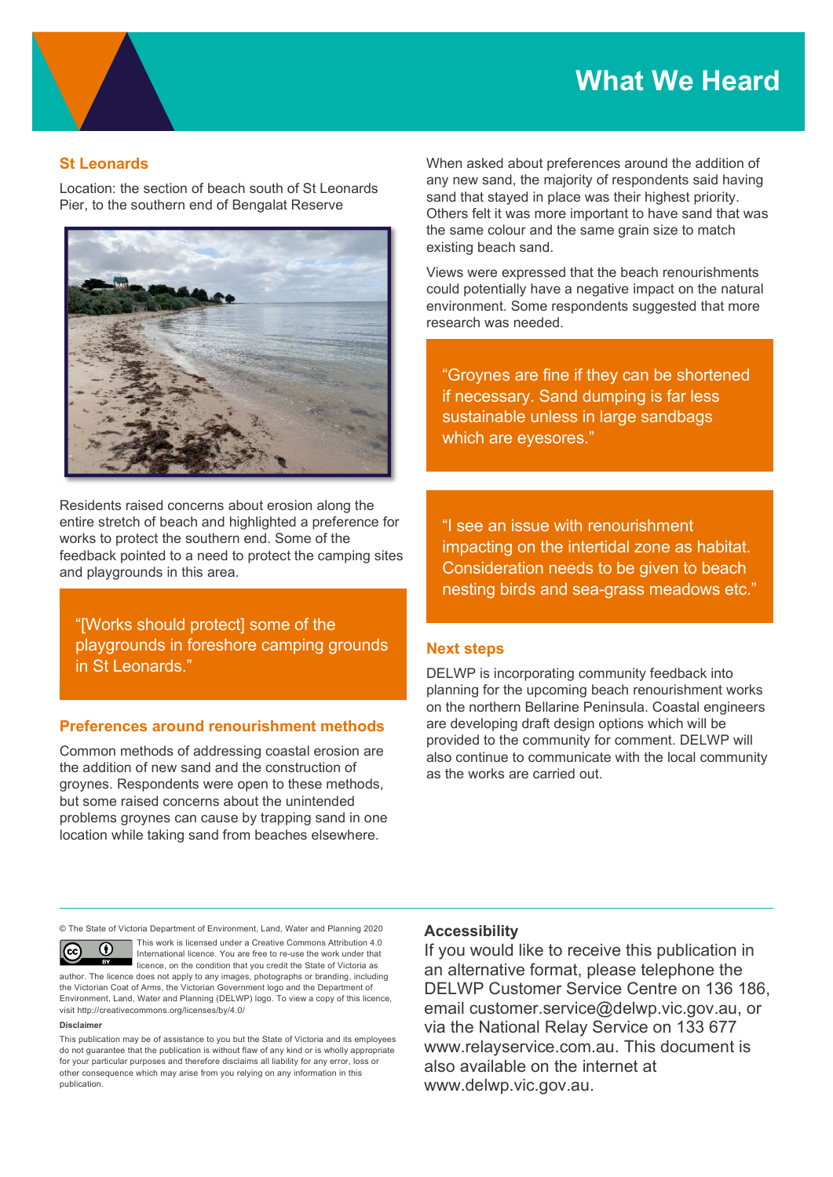# What We Heard

## St Leonards

Location: the section of beach south of St Leonards Pier, to the southern end of Bengalat Reserve

Residents raised concerns about erosion along the entire stretch of beach and highlighted a preference for works to protect the southern end. Some of the feedback pointed to a need to protect the camping sites and playgrounds in this area.

> "[Works should protect] some of the playgrounds in foreshore camping grounds in St Leonards."

### Preferences around renourishment methods

Common methods of addressing coastal erosion are the addition of new sand and the construction of groynes. Respondents were open to these methods, but some raised concerns about the unintended problems groynes can cause by trapping sand in one location while taking sand from beaches elsewhere.

When asked about preferences around the addition of any new sand, the majority of respondents said having sand that stayed in place was their highest priority. Others felt it was more important to have sand that was the same colour and the same grain size to match existing beach sand.

Views were expressed that the beach renourishments could potentially have a negative impact on the natural environment. Some respondents suggested that more research was needed.

> "Groynes are fine if they can be shortened if necessary. Sand dumping is far less sustainable unless in large sandbags which are eyesores."

> "I see an issue with renourishment impacting on the intertidal zone as habitat. Consideration needs to be given to beach nesting birds and sea-grass meadows etc."

### Next steps

DELWP is incorporating community feedback into planning for the upcoming beach renourishment works on the northern Bellarine Peninsula. Coastal engineers are developing draft design options which will be provided to the community for comment. DELWP will also continue to communicate with the local community as the works are carried out.

---

© The State of Victoria Department of Environment, Land, Water and Planning 2020

This work is licensed under a Creative Commons Attribution 4.0 International licence. You are free to re-use the work under that licence, on the condition that you credit the State of Victoria as author. The licence does not apply to any images, photographs or branding, including the Victorian Coat of Arms, the Victorian Government logo and the Department of Environment, Land, Water and Planning (DELWP) logo. To view a copy of this licence, visit http://creativecommons.org/licenses/by/4.0/

**Disclaimer**

This publication may be of assistance to you but the State of Victoria and its employees do not guarantee that the publication is without flaw of any kind or is wholly appropriate for your particular purposes and therefore disclaims all liability for any error, loss or other consequence which may arise from you relying on any information in this publication.

**Accessibility**

If you would like to receive this publication in an alternative format, please telephone the DELWP Customer Service Centre on 136 186, email customer.service@delwp.vic.gov.au, or via the National Relay Service on 133 677 www.relayservice.com.au. This document is also available on the internet at www.delwp.vic.gov.au.